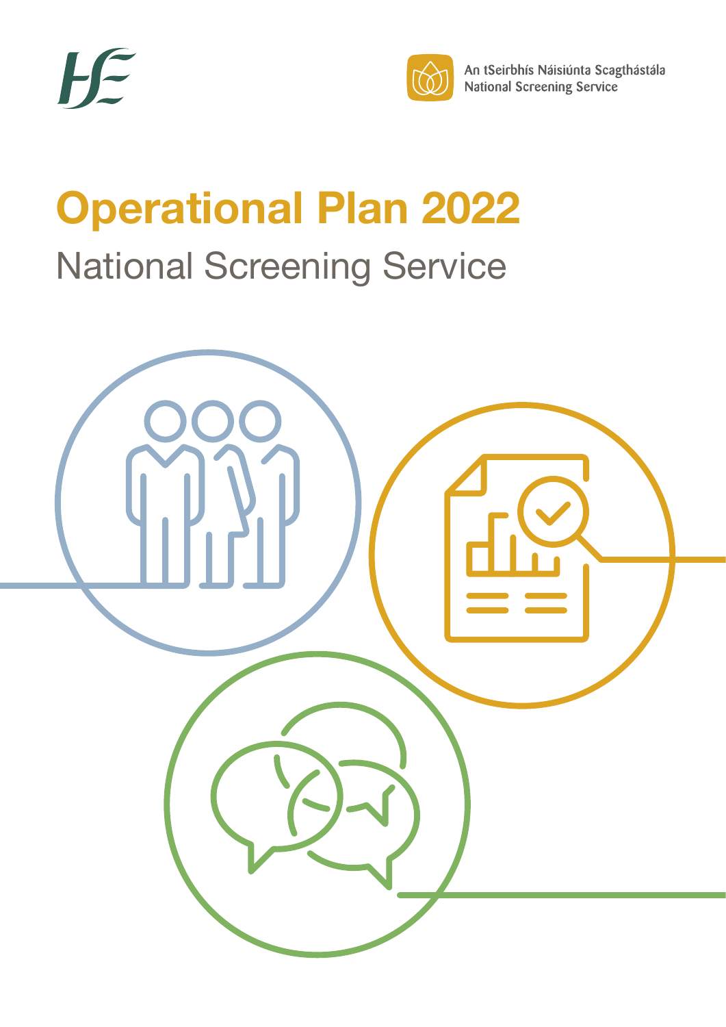An tSeirbhís Náisiúnta Scagthástála
National Screening Service

# Operational Plan 2022

## National Screening Service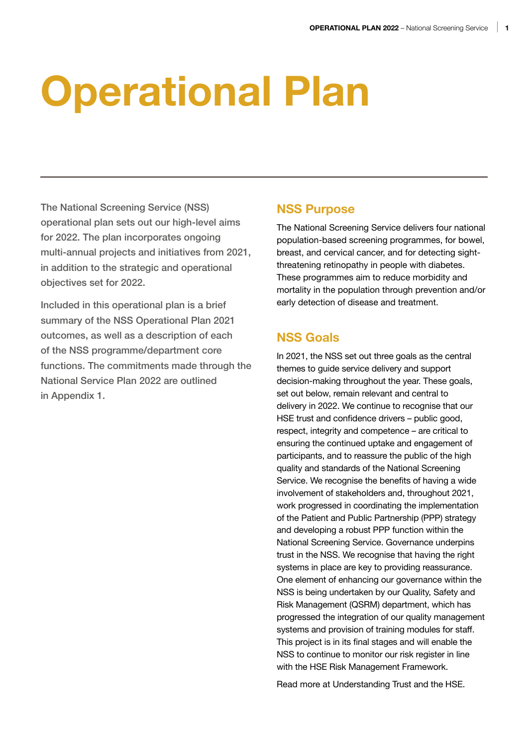# Operational Plan

The National Screening Service (NSS) operational plan sets out our high-level aims for 2022. The plan incorporates ongoing multi-annual projects and initiatives from 2021, in addition to the strategic and operational objectives set for 2022.

Included in this operational plan is a brief summary of the NSS Operational Plan 2021 outcomes, as well as a description of each of the NSS programme/department core functions. The commitments made through the National Service Plan 2022 are outlined in Appendix 1.

## NSS Purpose

The National Screening Service delivers four national population-based screening programmes, for bowel, breast, and cervical cancer, and for detecting sight-threatening retinopathy in people with diabetes. These programmes aim to reduce morbidity and mortality in the population through prevention and/or early detection of disease and treatment.

## NSS Goals

In 2021, the NSS set out three goals as the central themes to guide service delivery and support decision-making throughout the year. These goals, set out below, remain relevant and central to delivery in 2022. We continue to recognise that our HSE trust and confidence drivers – public good, respect, integrity and competence – are critical to ensuring the continued uptake and engagement of participants, and to reassure the public of the high quality and standards of the National Screening Service. We recognise the benefits of having a wide involvement of stakeholders and, throughout 2021, work progressed in coordinating the implementation of the Patient and Public Partnership (PPP) strategy and developing a robust PPP function within the National Screening Service. Governance underpins trust in the NSS. We recognise that having the right systems in place are key to providing reassurance. One element of enhancing our governance within the NSS is being undertaken by our Quality, Safety and Risk Management (QSRM) department, which has progressed the integration of our quality management systems and provision of training modules for staff. This project is in its final stages and will enable the NSS to continue to monitor our risk register in line with the HSE Risk Management Framework.

Read more at Understanding Trust and the HSE.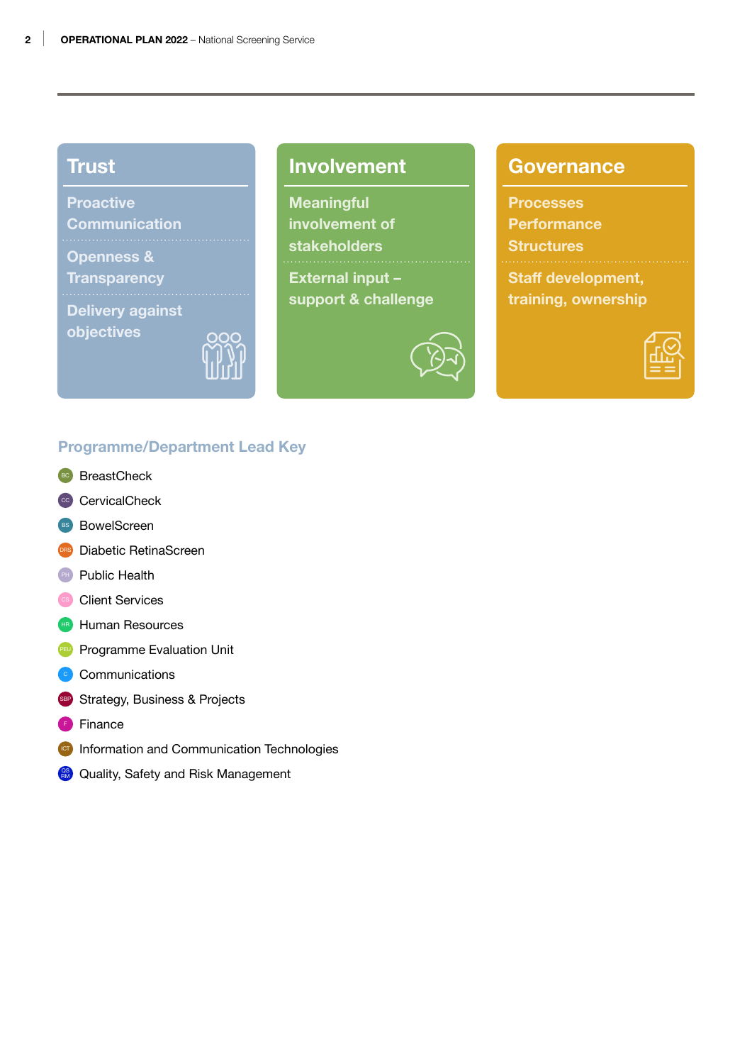## Trust

- Proactive Communication
- Openness & Transparency
- Delivery against objectives

## Involvement

- Meaningful involvement of stakeholders
- External input – support & challenge

## Governance

- Processes Performance Structures
- Staff development, training, ownership

## Programme/Department Lead Key

- BC BreastCheck
- CC CervicalCheck
- BS BowelScreen
- DRS Diabetic RetinaScreen
- PH Public Health
- CS Client Services
- HR Human Resources
- PEU Programme Evaluation Unit
- C Communications
- SBP Strategy, Business & Projects
- F Finance
- ICT Information and Communication Technologies
- QSRM Quality, Safety and Risk Management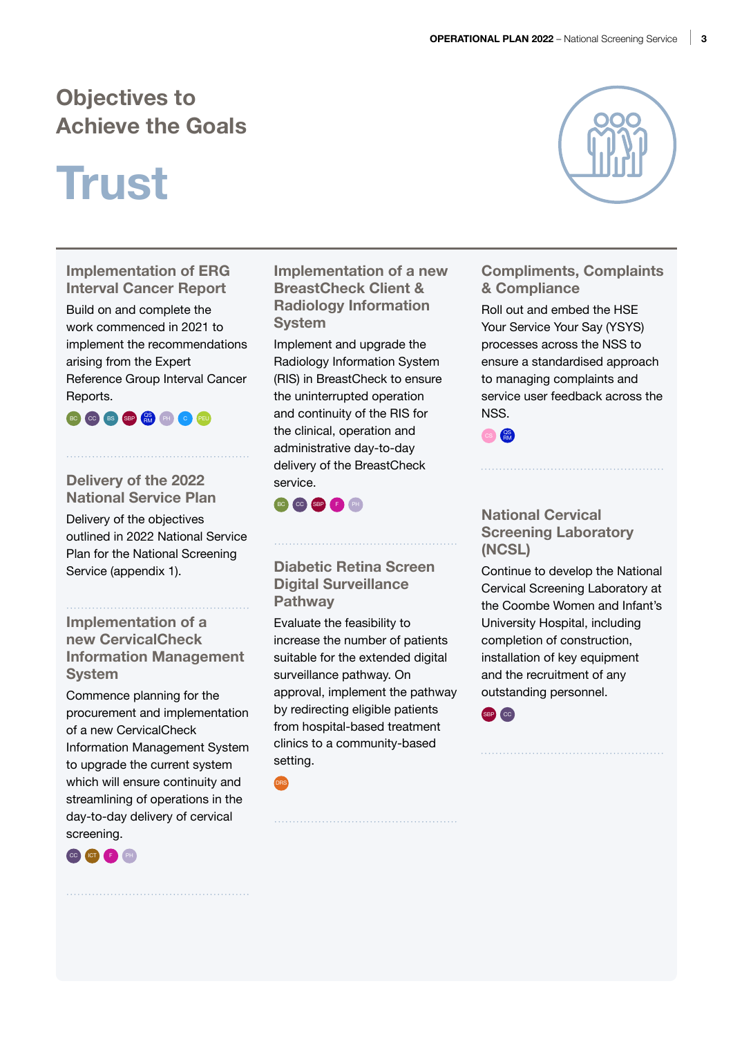# Objectives to Achieve the Goals

# Trust

### Implementation of ERG Interval Cancer Report

Build on and complete the work commenced in 2021 to implement the recommendations arising from the Expert Reference Group Interval Cancer Reports.

BC CC BS SBP QS RM PH C PEU

### Delivery of the 2022 National Service Plan

Delivery of the objectives outlined in 2022 National Service Plan for the National Screening Service (appendix 1).

### Implementation of a new CervicalCheck Information Management System

Commence planning for the procurement and implementation of a new CervicalCheck Information Management System to upgrade the current system which will ensure continuity and streamlining of operations in the day-to-day delivery of cervical screening.

CC ICT F PH

### Implementation of a new BreastCheck Client & Radiology Information System

Implement and upgrade the Radiology Information System (RIS) in BreastCheck to ensure the uninterrupted operation and continuity of the RIS for the clinical, operation and administrative day-to-day delivery of the BreastCheck service.

BC CC SBP F PH

### Diabetic Retina Screen Digital Surveillance Pathway

Evaluate the feasibility to increase the number of patients suitable for the extended digital surveillance pathway. On approval, implement the pathway by redirecting eligible patients from hospital-based treatment clinics to a community-based setting.

DRS

### Compliments, Complaints & Compliance

Roll out and embed the HSE Your Service Your Say (YSYS) processes across the NSS to ensure a standardised approach to managing complaints and service user feedback across the NSS.

CS QS RM

### National Cervical Screening Laboratory (NCSL)

Continue to develop the National Cervical Screening Laboratory at the Coombe Women and Infant's University Hospital, including completion of construction, installation of key equipment and the recruitment of any outstanding personnel.

SBP CC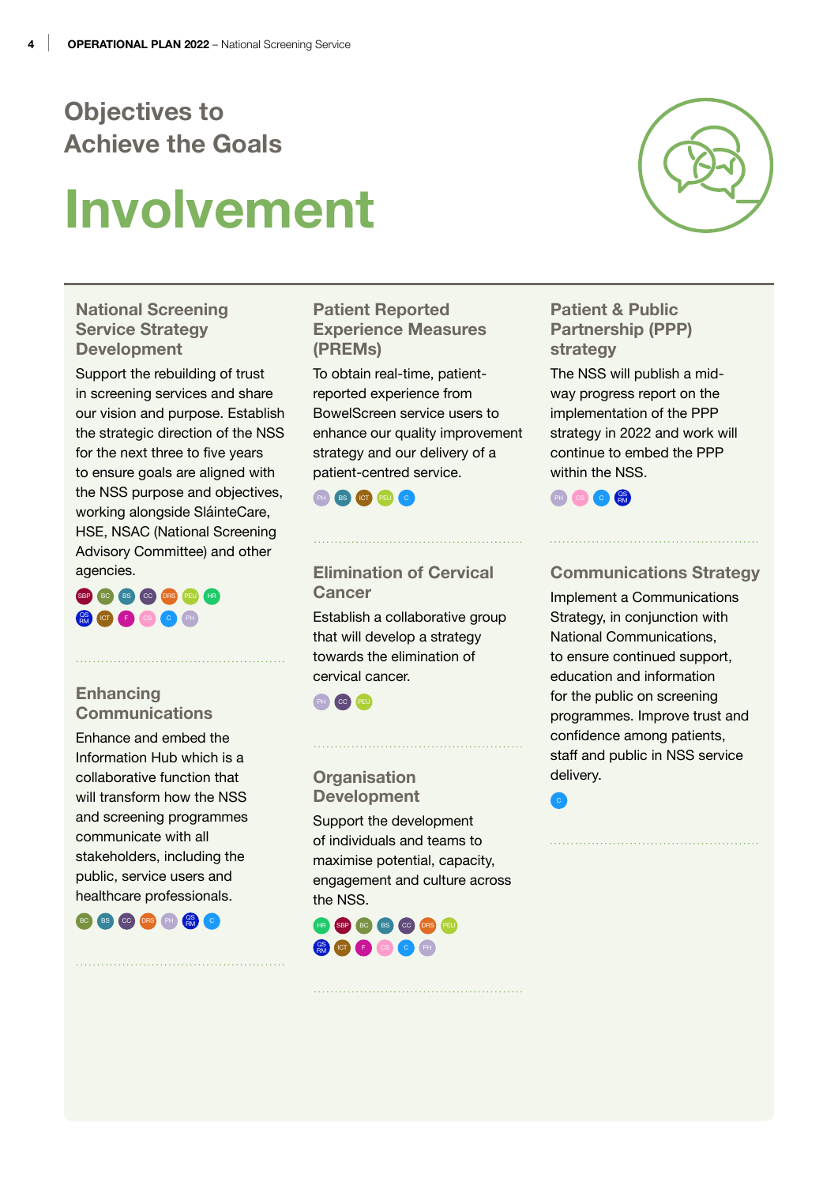## Objectives to Achieve the Goals

# Involvement

### National Screening Service Strategy Development

Support the rebuilding of trust in screening services and share our vision and purpose. Establish the strategic direction of the NSS for the next three to five years to ensure goals are aligned with the NSS purpose and objectives, working alongside SláinteCare, HSE, NSAC (National Screening Advisory Committee) and other agencies.

SBP BC BS CC DRS PEU HR QS RM ICT F CS C PH

### Enhancing Communications

Enhance and embed the Information Hub which is a collaborative function that will transform how the NSS and screening programmes communicate with all stakeholders, including the public, service users and healthcare professionals.

BC BS CC DRS PH QS RM C

### Patient Reported Experience Measures (PREMs)

To obtain real-time, patient-reported experience from BowelScreen service users to enhance our quality improvement strategy and our delivery of a patient-centred service.

PH BS ICT PEU C

### Elimination of Cervical Cancer

Establish a collaborative group that will develop a strategy towards the elimination of cervical cancer.

PH CC PEU

### Organisation Development

Support the development of individuals and teams to maximise potential, capacity, engagement and culture across the NSS.

HR SBP BC BS CC DRS PEU QS RM ICT F CS C PH

### Patient & Public Partnership (PPP) strategy

The NSS will publish a mid-way progress report on the implementation of the PPP strategy in 2022 and work will continue to embed the PPP within the NSS.

PH CS C QS RM

### Communications Strategy

Implement a Communications Strategy, in conjunction with National Communications, to ensure continued support, education and information for the public on screening programmes. Improve trust and confidence among patients, staff and public in NSS service delivery.

C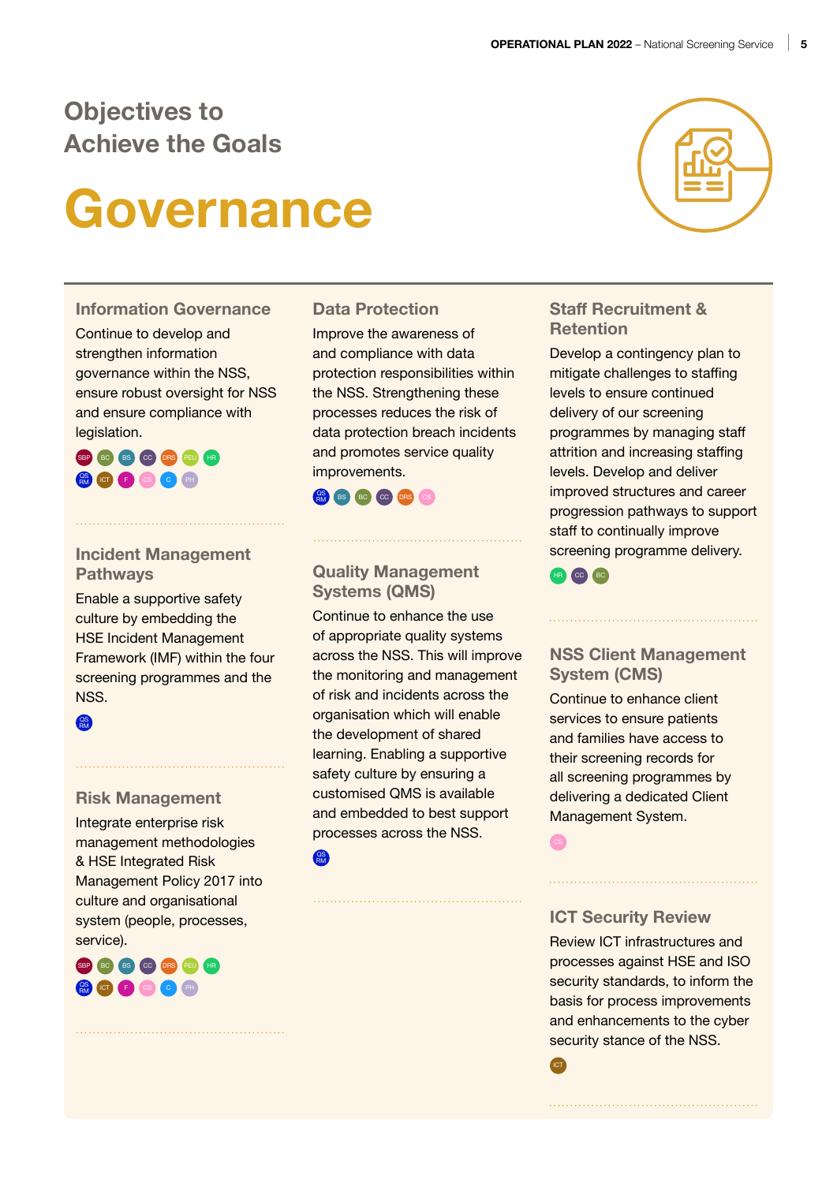# Objectives to Achieve the Goals

# Governance

### Information Governance

Continue to develop and strengthen information governance within the NSS, ensure robust oversight for NSS and ensure compliance with legislation.

SBP BC BS CC DRS PEU HR QS RM ICT F CS C PH

### Incident Management Pathways

Enable a supportive safety culture by embedding the HSE Incident Management Framework (IMF) within the four screening programmes and the NSS.

QS RM

### Risk Management

Integrate enterprise risk management methodologies & HSE Integrated Risk Management Policy 2017 into culture and organisational system (people, processes, service).

SBP BC BS CC DRS PEU HR QS RM ICT F CS C PH

### Data Protection

Improve the awareness of and compliance with data protection responsibilities within the NSS. Strengthening these processes reduces the risk of data protection breach incidents and promotes service quality improvements.

QS RM BS BC CC DRS CS

### Quality Management Systems (QMS)

Continue to enhance the use of appropriate quality systems across the NSS. This will improve the monitoring and management of risk and incidents across the organisation which will enable the development of shared learning. Enabling a supportive safety culture by ensuring a customised QMS is available and embedded to best support processes across the NSS.

QS RM

### Staff Recruitment & Retention

Develop a contingency plan to mitigate challenges to staffing levels to ensure continued delivery of our screening programmes by managing staff attrition and increasing staffing levels. Develop and deliver improved structures and career progression pathways to support staff to continually improve screening programme delivery.

HR CC BC

### NSS Client Management System (CMS)

Continue to enhance client services to ensure patients and families have access to their screening records for all screening programmes by delivering a dedicated Client Management System.

CS

### ICT Security Review

Review ICT infrastructures and processes against HSE and ISO security standards, to inform the basis for process improvements and enhancements to the cyber security stance of the NSS.

ICT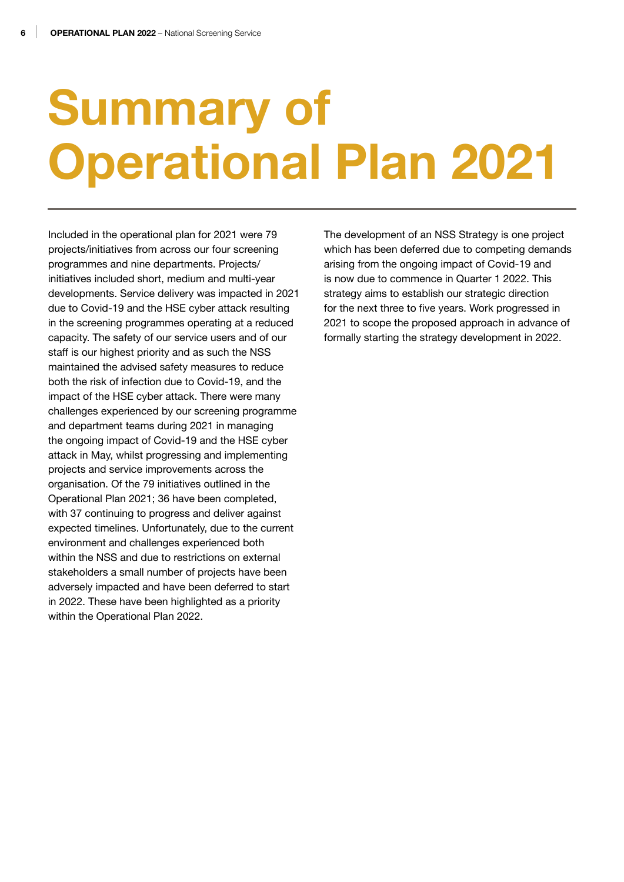# Summary of Operational Plan 2021

Included in the operational plan for 2021 were 79 projects/initiatives from across our four screening programmes and nine departments. Projects/initiatives included short, medium and multi-year developments. Service delivery was impacted in 2021 due to Covid-19 and the HSE cyber attack resulting in the screening programmes operating at a reduced capacity. The safety of our service users and of our staff is our highest priority and as such the NSS maintained the advised safety measures to reduce both the risk of infection due to Covid-19, and the impact of the HSE cyber attack. There were many challenges experienced by our screening programme and department teams during 2021 in managing the ongoing impact of Covid-19 and the HSE cyber attack in May, whilst progressing and implementing projects and service improvements across the organisation. Of the 79 initiatives outlined in the Operational Plan 2021; 36 have been completed, with 37 continuing to progress and deliver against expected timelines. Unfortunately, due to the current environment and challenges experienced both within the NSS and due to restrictions on external stakeholders a small number of projects have been adversely impacted and have been deferred to start in 2022. These have been highlighted as a priority within the Operational Plan 2022.

The development of an NSS Strategy is one project which has been deferred due to competing demands arising from the ongoing impact of Covid-19 and is now due to commence in Quarter 1 2022. This strategy aims to establish our strategic direction for the next three to five years. Work progressed in 2021 to scope the proposed approach in advance of formally starting the strategy development in 2022.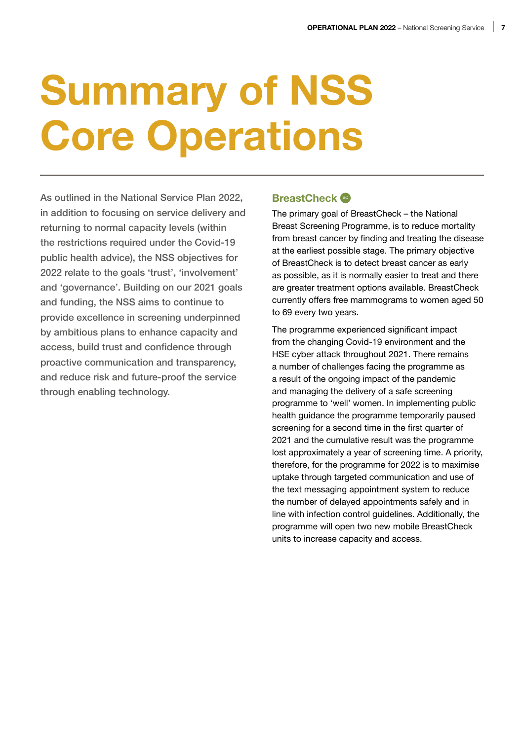# Summary of NSS Core Operations

As outlined in the National Service Plan 2022, in addition to focusing on service delivery and returning to normal capacity levels (within the restrictions required under the Covid-19 public health advice), the NSS objectives for 2022 relate to the goals 'trust', 'involvement' and 'governance'. Building on our 2021 goals and funding, the NSS aims to continue to provide excellence in screening underpinned by ambitious plans to enhance capacity and access, build trust and confidence through proactive communication and transparency, and reduce risk and future-proof the service through enabling technology.

## BreastCheck

The primary goal of BreastCheck – the National Breast Screening Programme, is to reduce mortality from breast cancer by finding and treating the disease at the earliest possible stage. The primary objective of BreastCheck is to detect breast cancer as early as possible, as it is normally easier to treat and there are greater treatment options available. BreastCheck currently offers free mammograms to women aged 50 to 69 every two years.

The programme experienced significant impact from the changing Covid-19 environment and the HSE cyber attack throughout 2021. There remains a number of challenges facing the programme as a result of the ongoing impact of the pandemic and managing the delivery of a safe screening programme to 'well' women. In implementing public health guidance the programme temporarily paused screening for a second time in the first quarter of 2021 and the cumulative result was the programme lost approximately a year of screening time. A priority, therefore, for the programme for 2022 is to maximise uptake through targeted communication and use of the text messaging appointment system to reduce the number of delayed appointments safely and in line with infection control guidelines. Additionally, the programme will open two new mobile BreastCheck units to increase capacity and access.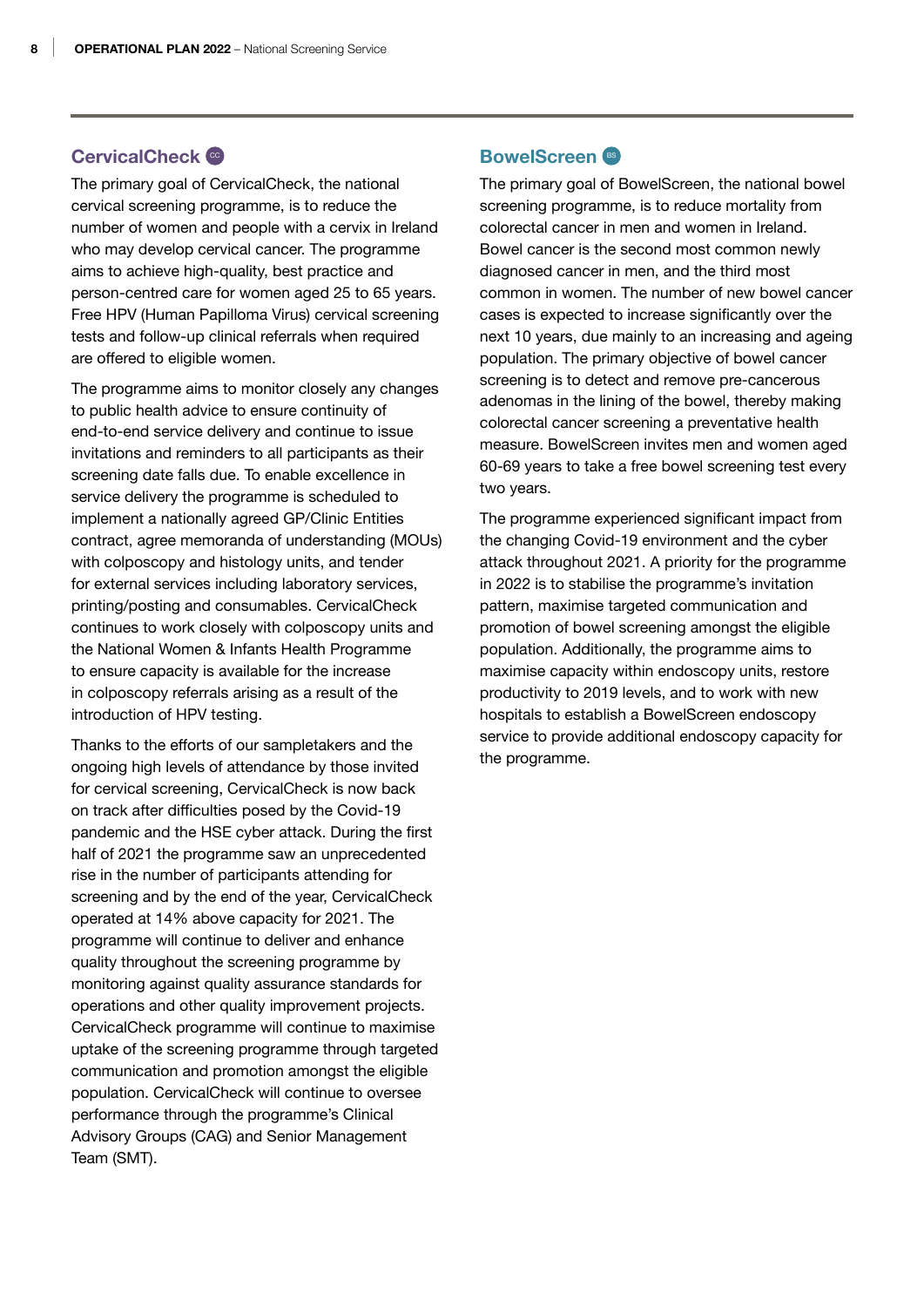## CervicalCheck

The primary goal of CervicalCheck, the national cervical screening programme, is to reduce the number of women and people with a cervix in Ireland who may develop cervical cancer. The programme aims to achieve high-quality, best practice and person-centred care for women aged 25 to 65 years. Free HPV (Human Papilloma Virus) cervical screening tests and follow-up clinical referrals when required are offered to eligible women.

The programme aims to monitor closely any changes to public health advice to ensure continuity of end-to-end service delivery and continue to issue invitations and reminders to all participants as their screening date falls due. To enable excellence in service delivery the programme is scheduled to implement a nationally agreed GP/Clinic Entities contract, agree memoranda of understanding (MOUs) with colposcopy and histology units, and tender for external services including laboratory services, printing/posting and consumables. CervicalCheck continues to work closely with colposcopy units and the National Women & Infants Health Programme to ensure capacity is available for the increase in colposcopy referrals arising as a result of the introduction of HPV testing.

Thanks to the efforts of our sampletakers and the ongoing high levels of attendance by those invited for cervical screening, CervicalCheck is now back on track after difficulties posed by the Covid-19 pandemic and the HSE cyber attack. During the first half of 2021 the programme saw an unprecedented rise in the number of participants attending for screening and by the end of the year, CervicalCheck operated at 14% above capacity for 2021. The programme will continue to deliver and enhance quality throughout the screening programme by monitoring against quality assurance standards for operations and other quality improvement projects. CervicalCheck programme will continue to maximise uptake of the screening programme through targeted communication and promotion amongst the eligible population. CervicalCheck will continue to oversee performance through the programme's Clinical Advisory Groups (CAG) and Senior Management Team (SMT).

## BowelScreen

The primary goal of BowelScreen, the national bowel screening programme, is to reduce mortality from colorectal cancer in men and women in Ireland. Bowel cancer is the second most common newly diagnosed cancer in men, and the third most common in women. The number of new bowel cancer cases is expected to increase significantly over the next 10 years, due mainly to an increasing and ageing population. The primary objective of bowel cancer screening is to detect and remove pre-cancerous adenomas in the lining of the bowel, thereby making colorectal cancer screening a preventative health measure. BowelScreen invites men and women aged 60-69 years to take a free bowel screening test every two years.

The programme experienced significant impact from the changing Covid-19 environment and the cyber attack throughout 2021. A priority for the programme in 2022 is to stabilise the programme's invitation pattern, maximise targeted communication and promotion of bowel screening amongst the eligible population. Additionally, the programme aims to maximise capacity within endoscopy units, restore productivity to 2019 levels, and to work with new hospitals to establish a BowelScreen endoscopy service to provide additional endoscopy capacity for the programme.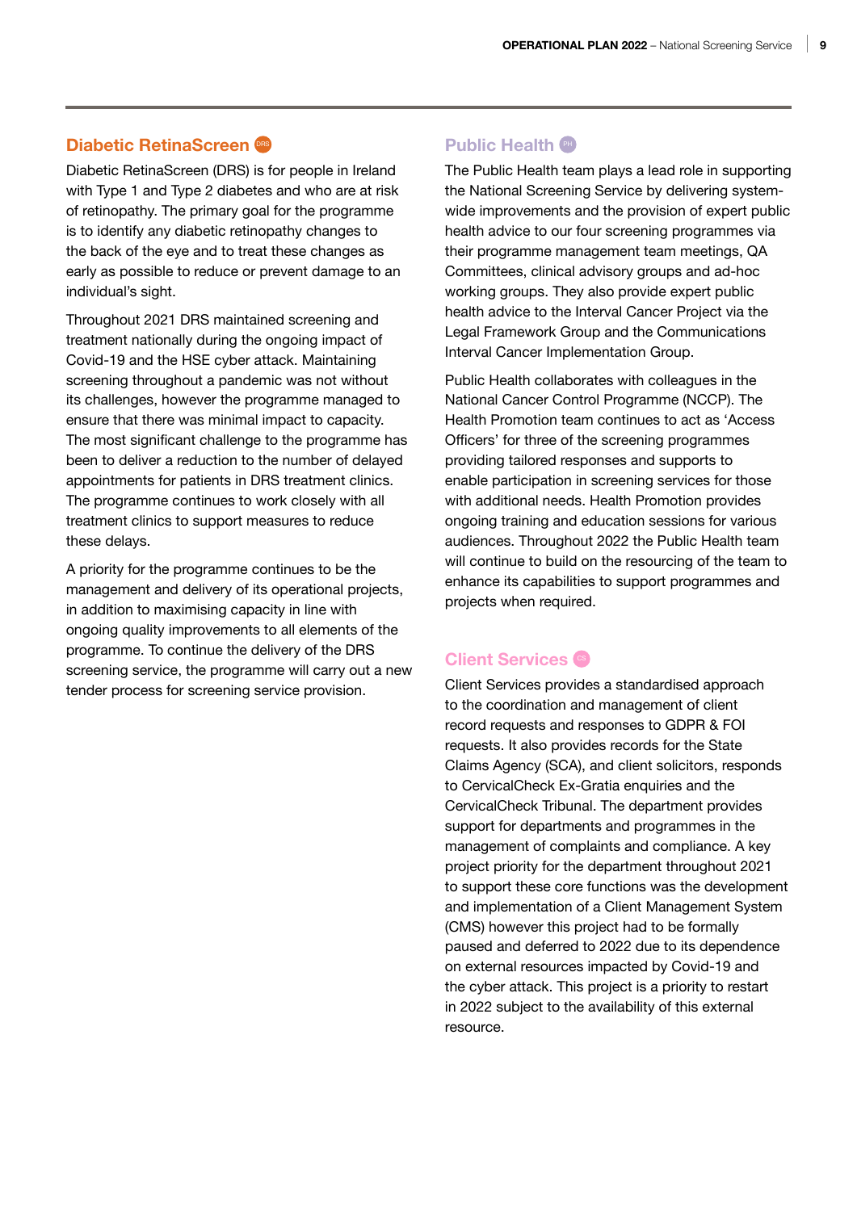## Diabetic RetinaScreen DRS

Diabetic RetinaScreen (DRS) is for people in Ireland with Type 1 and Type 2 diabetes and who are at risk of retinopathy. The primary goal for the programme is to identify any diabetic retinopathy changes to the back of the eye and to treat these changes as early as possible to reduce or prevent damage to an individual's sight.

Throughout 2021 DRS maintained screening and treatment nationally during the ongoing impact of Covid-19 and the HSE cyber attack. Maintaining screening throughout a pandemic was not without its challenges, however the programme managed to ensure that there was minimal impact to capacity. The most significant challenge to the programme has been to deliver a reduction to the number of delayed appointments for patients in DRS treatment clinics. The programme continues to work closely with all treatment clinics to support measures to reduce these delays.

A priority for the programme continues to be the management and delivery of its operational projects, in addition to maximising capacity in line with ongoing quality improvements to all elements of the programme. To continue the delivery of the DRS screening service, the programme will carry out a new tender process for screening service provision.

## Public Health PH

The Public Health team plays a lead role in supporting the National Screening Service by delivering system-wide improvements and the provision of expert public health advice to our four screening programmes via their programme management team meetings, QA Committees, clinical advisory groups and ad-hoc working groups. They also provide expert public health advice to the Interval Cancer Project via the Legal Framework Group and the Communications Interval Cancer Implementation Group.

Public Health collaborates with colleagues in the National Cancer Control Programme (NCCP). The Health Promotion team continues to act as 'Access Officers' for three of the screening programmes providing tailored responses and supports to enable participation in screening services for those with additional needs. Health Promotion provides ongoing training and education sessions for various audiences. Throughout 2022 the Public Health team will continue to build on the resourcing of the team to enhance its capabilities to support programmes and projects when required.

## Client Services CS

Client Services provides a standardised approach to the coordination and management of client record requests and responses to GDPR & FOI requests. It also provides records for the State Claims Agency (SCA), and client solicitors, responds to CervicalCheck Ex-Gratia enquiries and the CervicalCheck Tribunal. The department provides support for departments and programmes in the management of complaints and compliance. A key project priority for the department throughout 2021 to support these core functions was the development and implementation of a Client Management System (CMS) however this project had to be formally paused and deferred to 2022 due to its dependence on external resources impacted by Covid-19 and the cyber attack. This project is a priority to restart in 2022 subject to the availability of this external resource.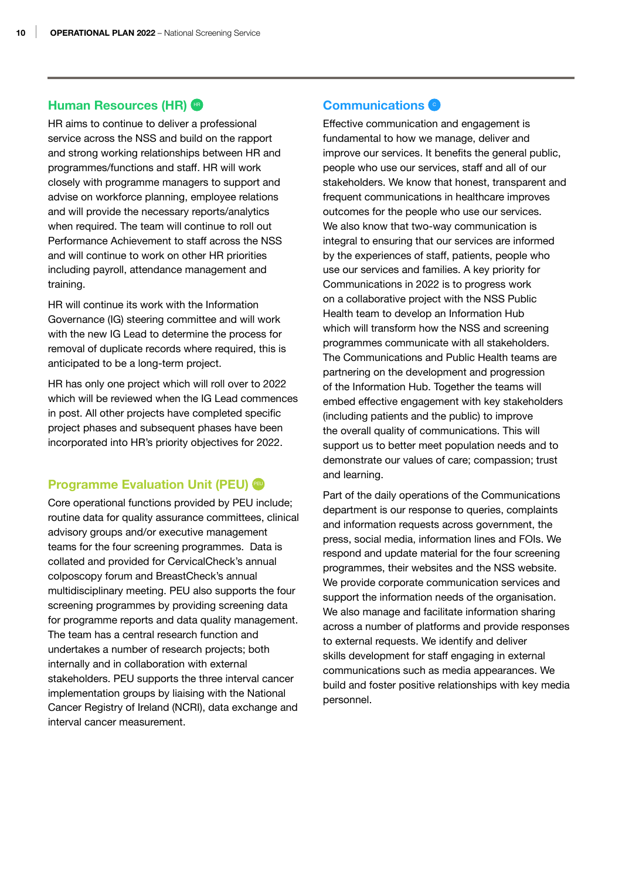## Human Resources (HR)

HR aims to continue to deliver a professional service across the NSS and build on the rapport and strong working relationships between HR and programmes/functions and staff. HR will work closely with programme managers to support and advise on workforce planning, employee relations and will provide the necessary reports/analytics when required. The team will continue to roll out Performance Achievement to staff across the NSS and will continue to work on other HR priorities including payroll, attendance management and training.

HR will continue its work with the Information Governance (IG) steering committee and will work with the new IG Lead to determine the process for removal of duplicate records where required, this is anticipated to be a long-term project.

HR has only one project which will roll over to 2022 which will be reviewed when the IG Lead commences in post. All other projects have completed specific project phases and subsequent phases have been incorporated into HR's priority objectives for 2022.

## Programme Evaluation Unit (PEU)

Core operational functions provided by PEU include; routine data for quality assurance committees, clinical advisory groups and/or executive management teams for the four screening programmes. Data is collated and provided for CervicalCheck's annual colposcopy forum and BreastCheck's annual multidisciplinary meeting. PEU also supports the four screening programmes by providing screening data for programme reports and data quality management. The team has a central research function and undertakes a number of research projects; both internally and in collaboration with external stakeholders. PEU supports the three interval cancer implementation groups by liaising with the National Cancer Registry of Ireland (NCRI), data exchange and interval cancer measurement.

## Communications

Effective communication and engagement is fundamental to how we manage, deliver and improve our services. It benefits the general public, people who use our services, staff and all of our stakeholders. We know that honest, transparent and frequent communications in healthcare improves outcomes for the people who use our services. We also know that two-way communication is integral to ensuring that our services are informed by the experiences of staff, patients, people who use our services and families. A key priority for Communications in 2022 is to progress work on a collaborative project with the NSS Public Health team to develop an Information Hub which will transform how the NSS and screening programmes communicate with all stakeholders. The Communications and Public Health teams are partnering on the development and progression of the Information Hub. Together the teams will embed effective engagement with key stakeholders (including patients and the public) to improve the overall quality of communications. This will support us to better meet population needs and to demonstrate our values of care; compassion; trust and learning.

Part of the daily operations of the Communications department is our response to queries, complaints and information requests across government, the press, social media, information lines and FOIs. We respond and update material for the four screening programmes, their websites and the NSS website. We provide corporate communication services and support the information needs of the organisation. We also manage and facilitate information sharing across a number of platforms and provide responses to external requests. We identify and deliver skills development for staff engaging in external communications such as media appearances. We build and foster positive relationships with key media personnel.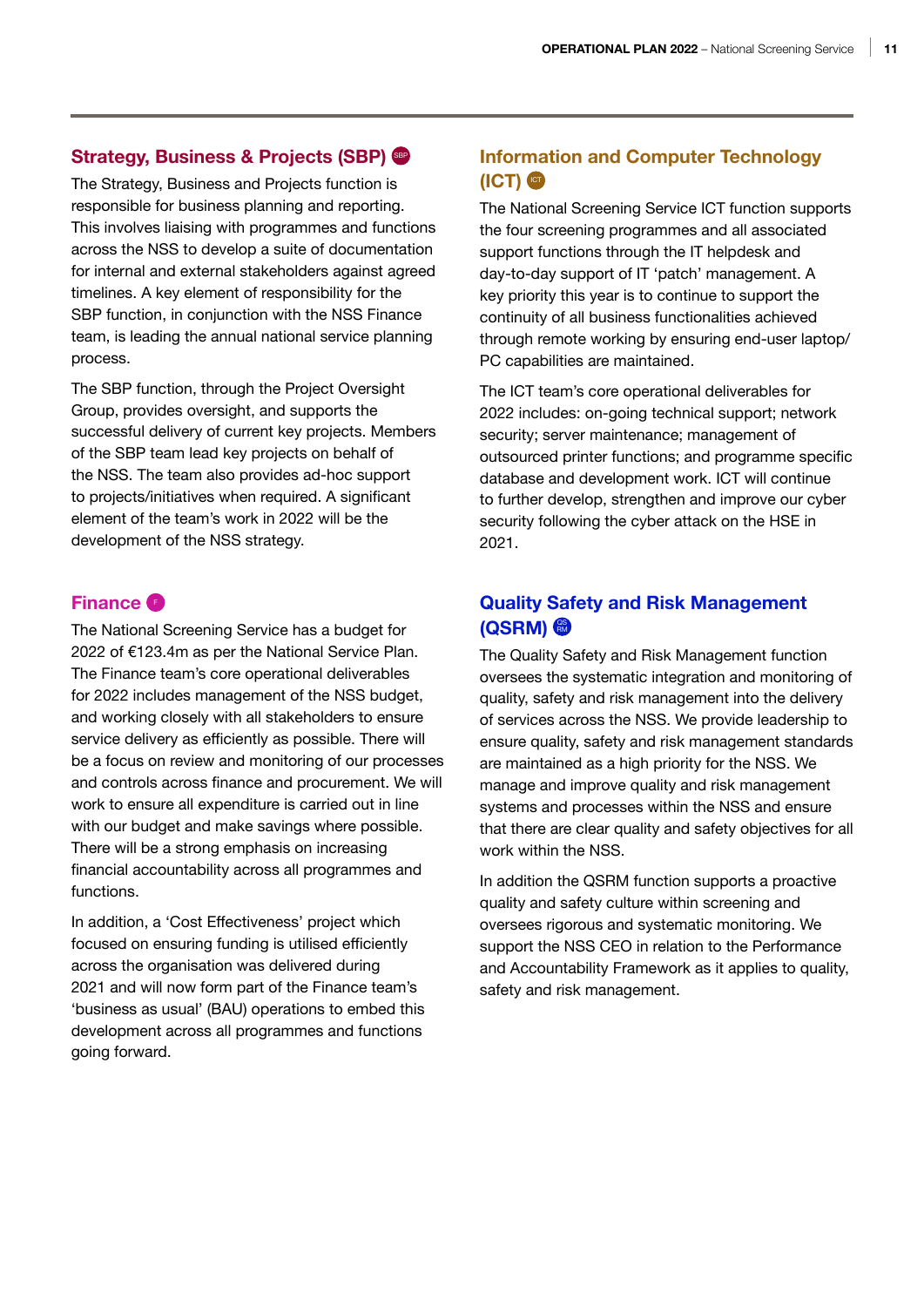## Strategy, Business & Projects (SBP)

The Strategy, Business and Projects function is responsible for business planning and reporting. This involves liaising with programmes and functions across the NSS to develop a suite of documentation for internal and external stakeholders against agreed timelines. A key element of responsibility for the SBP function, in conjunction with the NSS Finance team, is leading the annual national service planning process.

The SBP function, through the Project Oversight Group, provides oversight, and supports the successful delivery of current key projects. Members of the SBP team lead key projects on behalf of the NSS. The team also provides ad-hoc support to projects/initiatives when required. A significant element of the team's work in 2022 will be the development of the NSS strategy.

## Finance

The National Screening Service has a budget for 2022 of €123.4m as per the National Service Plan. The Finance team's core operational deliverables for 2022 includes management of the NSS budget, and working closely with all stakeholders to ensure service delivery as efficiently as possible. There will be a focus on review and monitoring of our processes and controls across finance and procurement. We will work to ensure all expenditure is carried out in line with our budget and make savings where possible. There will be a strong emphasis on increasing financial accountability across all programmes and functions.

In addition, a 'Cost Effectiveness' project which focused on ensuring funding is utilised efficiently across the organisation was delivered during 2021 and will now form part of the Finance team's 'business as usual' (BAU) operations to embed this development across all programmes and functions going forward.

## Information and Computer Technology (ICT)

The National Screening Service ICT function supports the four screening programmes and all associated support functions through the IT helpdesk and day-to-day support of IT 'patch' management. A key priority this year is to continue to support the continuity of all business functionalities achieved through remote working by ensuring end-user laptop/PC capabilities are maintained.

The ICT team's core operational deliverables for 2022 includes: on-going technical support; network security; server maintenance; management of outsourced printer functions; and programme specific database and development work. ICT will continue to further develop, strengthen and improve our cyber security following the cyber attack on the HSE in 2021.

## Quality Safety and Risk Management (QSRM)

The Quality Safety and Risk Management function oversees the systematic integration and monitoring of quality, safety and risk management into the delivery of services across the NSS. We provide leadership to ensure quality, safety and risk management standards are maintained as a high priority for the NSS. We manage and improve quality and risk management systems and processes within the NSS and ensure that there are clear quality and safety objectives for all work within the NSS.

In addition the QSRM function supports a proactive quality and safety culture within screening and oversees rigorous and systematic monitoring. We support the NSS CEO in relation to the Performance and Accountability Framework as it applies to quality, safety and risk management.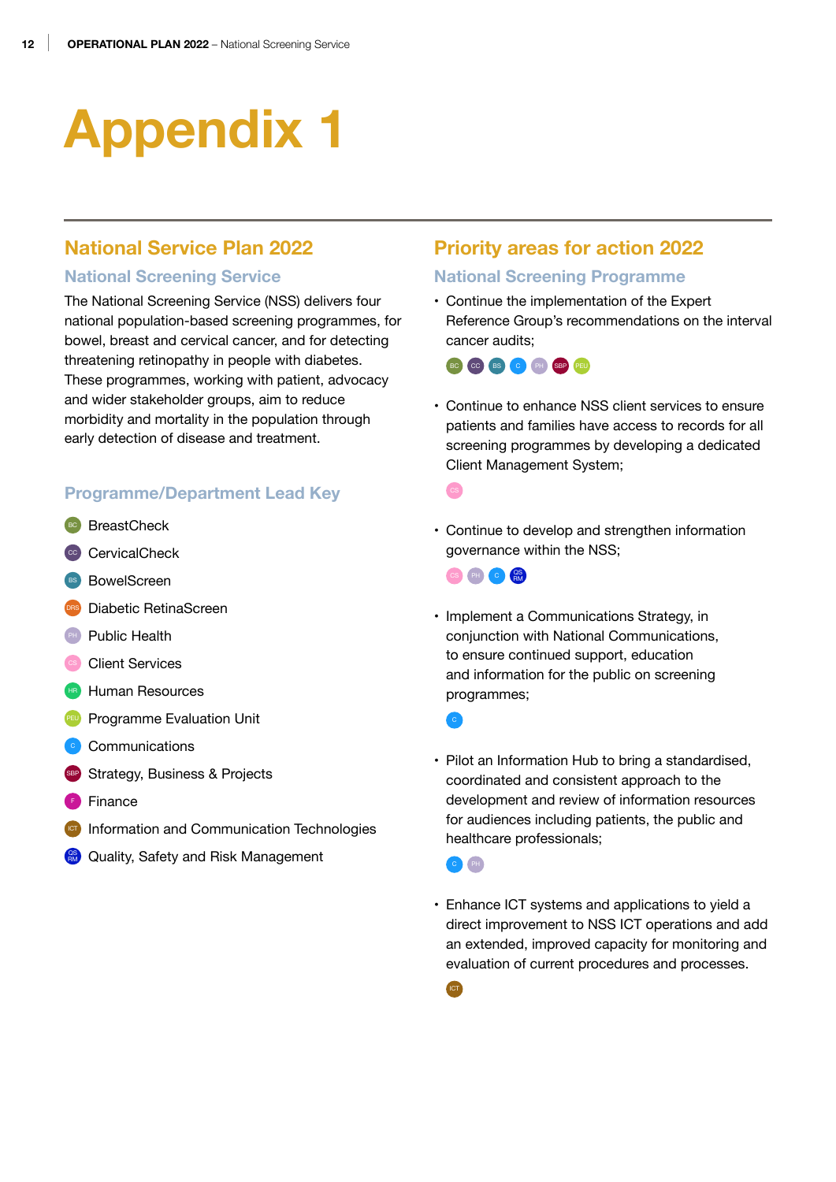# Appendix 1

## National Service Plan 2022

### National Screening Service

The National Screening Service (NSS) delivers four national population-based screening programmes, for bowel, breast and cervical cancer, and for detecting threatening retinopathy in people with diabetes. These programmes, working with patient, advocacy and wider stakeholder groups, aim to reduce morbidity and mortality in the population through early detection of disease and treatment.

### Programme/Department Lead Key

- BC BreastCheck
- CC CervicalCheck
- BS BowelScreen
- DRS Diabetic RetinaScreen
- PH Public Health
- CS Client Services
- HR Human Resources
- PEU Programme Evaluation Unit
- C Communications
- SBP Strategy, Business & Projects
- F Finance
- ICT Information and Communication Technologies
- QSRM Quality, Safety and Risk Management

## Priority areas for action 2022

### National Screening Programme

- Continue the implementation of the Expert Reference Group's recommendations on the interval cancer audits;
  BC CC BS C PH SBP PEU
- Continue to enhance NSS client services to ensure patients and families have access to records for all screening programmes by developing a dedicated Client Management System;
  CS
- Continue to develop and strengthen information governance within the NSS;
  CS PH C QSRM
- Implement a Communications Strategy, in conjunction with National Communications, to ensure continued support, education and information for the public on screening programmes;
  C
- Pilot an Information Hub to bring a standardised, coordinated and consistent approach to the development and review of information resources for audiences including patients, the public and healthcare professionals;
  C PH
- Enhance ICT systems and applications to yield a direct improvement to NSS ICT operations and add an extended, improved capacity for monitoring and evaluation of current procedures and processes.
  ICT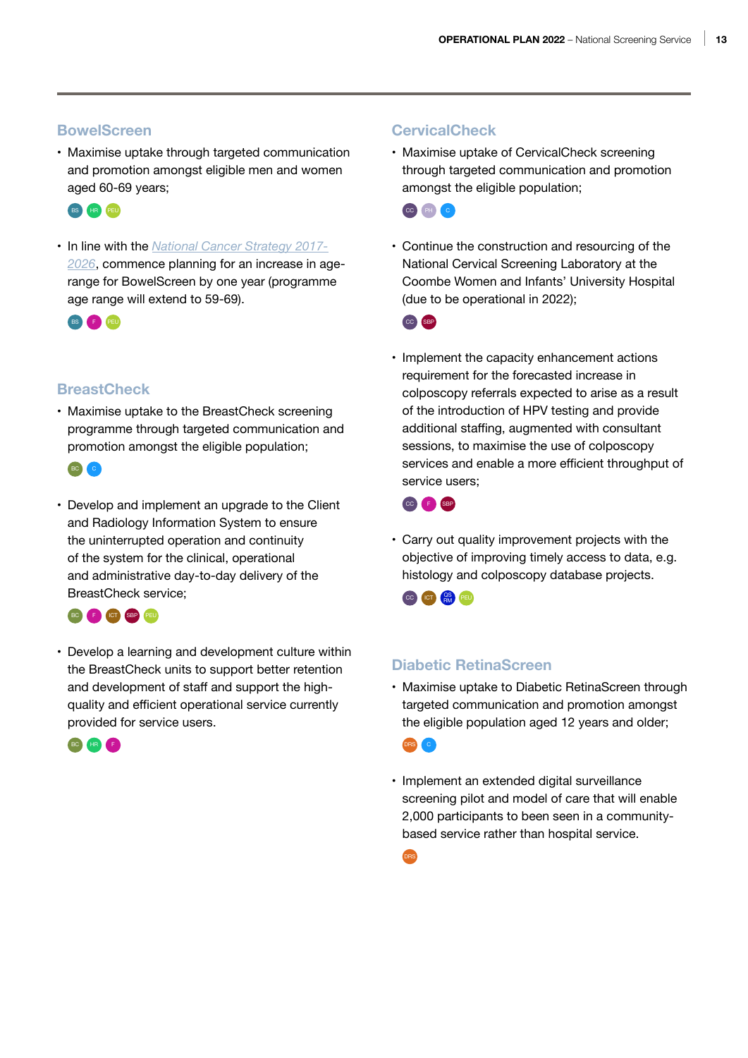## BowelScreen

- Maximise uptake through targeted communication and promotion amongst eligible men and women aged 60-69 years;

  BS HR PEU

- In line with the *National Cancer Strategy 2017-2026*, commence planning for an increase in age-range for BowelScreen by one year (programme age range will extend to 59-69).

  BS F PEU

## BreastCheck

- Maximise uptake to the BreastCheck screening programme through targeted communication and promotion amongst the eligible population;

  BC C

- Develop and implement an upgrade to the Client and Radiology Information System to ensure the uninterrupted operation and continuity of the system for the clinical, operational and administrative day-to-day delivery of the BreastCheck service;

  BC F ICT SBP PEU

- Develop a learning and development culture within the BreastCheck units to support better retention and development of staff and support the high-quality and efficient operational service currently provided for service users.

  BC HR F

## CervicalCheck

- Maximise uptake of CervicalCheck screening through targeted communication and promotion amongst the eligible population;

  CC PH C

- Continue the construction and resourcing of the National Cervical Screening Laboratory at the Coombe Women and Infants' University Hospital (due to be operational in 2022);

  CC SBP

- Implement the capacity enhancement actions requirement for the forecasted increase in colposcopy referrals expected to arise as a result of the introduction of HPV testing and provide additional staffing, augmented with consultant sessions, to maximise the use of colposcopy services and enable a more efficient throughput of service users;

  CC F SBP

- Carry out quality improvement projects with the objective of improving timely access to data, e.g. histology and colposcopy database projects.

  CC ICT QSRM PEU

## Diabetic RetinaScreen

- Maximise uptake to Diabetic RetinaScreen through targeted communication and promotion amongst the eligible population aged 12 years and older;

  DRS C

- Implement an extended digital surveillance screening pilot and model of care that will enable 2,000 participants to been seen in a community-based service rather than hospital service.

  DRS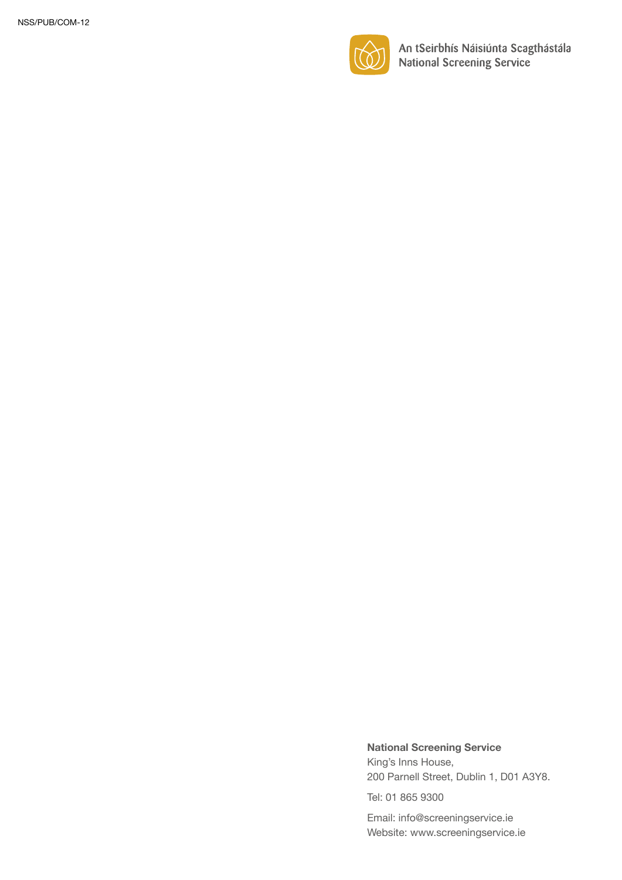NSS/PUB/COM-12

An tSeirbhís Náisiúnta Scagthástála
National Screening Service

**National Screening Service**
King's Inns House,
200 Parnell Street, Dublin 1, D01 A3Y8.

Tel: 01 865 9300

Email: info@screeningservice.ie
Website: www.screeningservice.ie